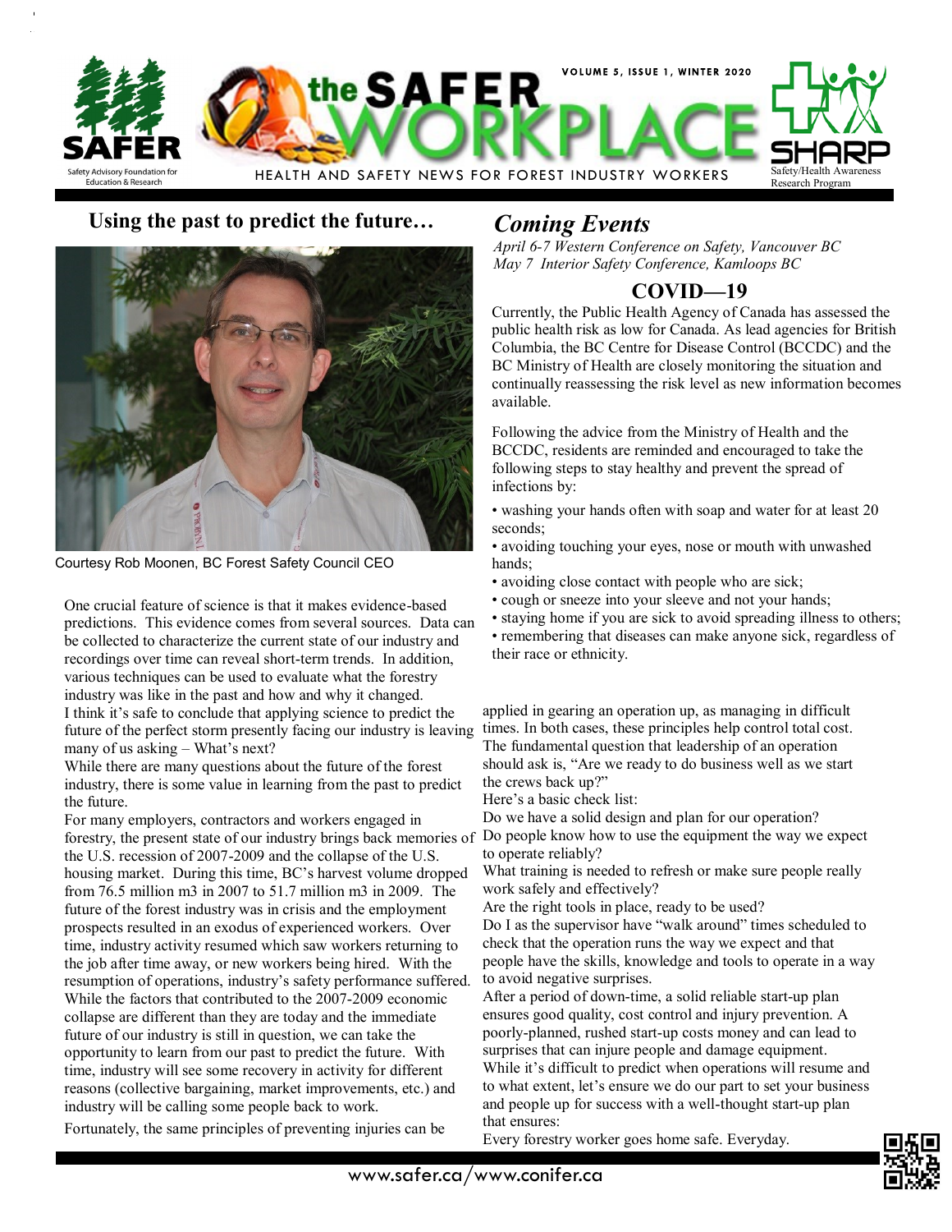# the SAFER WORKPLACE

HEALTH AND SAFETY NEWS FOR FOREST INDUSTRY WORKERS

VOLUME 5, ISSUE 1, WINTER 2020

SAFER — Safety Advisory Foundation for Education & Research

SHARP — Safety/Health Awareness Research Program

## Using the past to predict the future…

Courtesy Rob Moonen, BC Forest Safety Council CEO

One crucial feature of science is that it makes evidence-based predictions. This evidence comes from several sources. Data can be collected to characterize the current state of our industry and recordings over time can reveal short-term trends. In addition, various techniques can be used to evaluate what the forestry industry was like in the past and how and why it changed.

I think it's safe to conclude that applying science to predict the future of the perfect storm presently facing our industry is leaving many of us asking – What's next?

While there are many questions about the future of the forest industry, there is some value in learning from the past to predict the future.

For many employers, contractors and workers engaged in forestry, the present state of our industry brings back memories of the U.S. recession of 2007-2009 and the collapse of the U.S. housing market. During this time, BC's harvest volume dropped from 76.5 million m3 in 2007 to 51.7 million m3 in 2009. The future of the forest industry was in crisis and the employment prospects resulted in an exodus of experienced workers. Over time, industry activity resumed which saw workers returning to the job after time away, or new workers being hired. With the resumption of operations, industry's safety performance suffered. While the factors that contributed to the 2007-2009 economic collapse are different than they are today and the immediate future of our industry is still in question, we can take the opportunity to learn from our past to predict the future. With time, industry will see some recovery in activity for different reasons (collective bargaining, market improvements, etc.) and industry will be calling some people back to work.

Fortunately, the same principles of preventing injuries can be applied in gearing an operation up, as managing in difficult times. In both cases, these principles help control total cost. The fundamental question that leadership of an operation should ask is, "Are we ready to do business well as we start the crews back up?"

Here's a basic check list:

Do we have a solid design and plan for our operation?

Do people know how to use the equipment the way we expect to operate reliably?

What training is needed to refresh or make sure people really work safely and effectively?

Are the right tools in place, ready to be used?

Do I as the supervisor have "walk around" times scheduled to check that the operation runs the way we expect and that people have the skills, knowledge and tools to operate in a way to avoid negative surprises.

After a period of down-time, a solid reliable start-up plan ensures good quality, cost control and injury prevention. A poorly-planned, rushed start-up costs money and can lead to surprises that can injure people and damage equipment.

While it's difficult to predict when operations will resume and to what extent, let's ensure we do our part to set your business and people up for success with a well-thought start-up plan that ensures:

Every forestry worker goes home safe. Everyday.

## *Coming Events*

*April 6-7 Western Conference on Safety, Vancouver BC*
*May 7 Interior Safety Conference, Kamloops BC*

## COVID—19

Currently, the Public Health Agency of Canada has assessed the public health risk as low for Canada. As lead agencies for British Columbia, the BC Centre for Disease Control (BCCDC) and the BC Ministry of Health are closely monitoring the situation and continually reassessing the risk level as new information becomes available.

Following the advice from the Ministry of Health and the BCCDC, residents are reminded and encouraged to take the following steps to stay healthy and prevent the spread of infections by:

- washing your hands often with soap and water for at least 20 seconds;
- avoiding touching your eyes, nose or mouth with unwashed hands;
- avoiding close contact with people who are sick;
- cough or sneeze into your sleeve and not your hands;
- staying home if you are sick to avoid spreading illness to others;
- remembering that diseases can make anyone sick, regardless of their race or ethnicity.

www.safer.ca/www.conifer.ca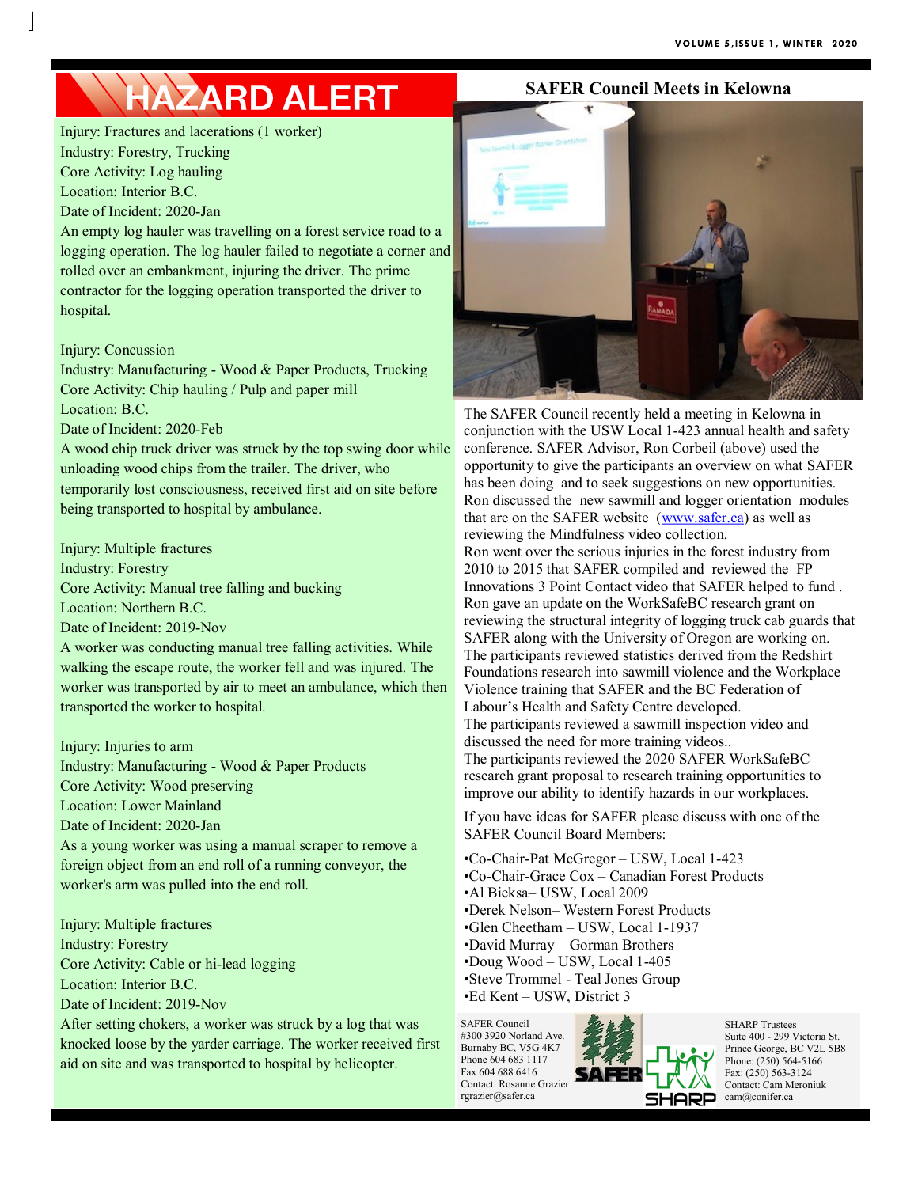# HAZARD ALERT

Injury: Fractures and lacerations (1 worker)
Industry: Forestry, Trucking
Core Activity: Log hauling
Location: Interior B.C.
Date of Incident: 2020-Jan
An empty log hauler was travelling on a forest service road to a logging operation. The log hauler failed to negotiate a corner and rolled over an embankment, injuring the driver. The prime contractor for the logging operation transported the driver to hospital.

Injury: Concussion
Industry: Manufacturing - Wood & Paper Products, Trucking
Core Activity: Chip hauling / Pulp and paper mill
Location: B.C.
Date of Incident: 2020-Feb
A wood chip truck driver was struck by the top swing door while unloading wood chips from the trailer. The driver, who temporarily lost consciousness, received first aid on site before being transported to hospital by ambulance.

Injury: Multiple fractures
Industry: Forestry
Core Activity: Manual tree falling and bucking
Location: Northern B.C.
Date of Incident: 2019-Nov
A worker was conducting manual tree falling activities. While walking the escape route, the worker fell and was injured. The worker was transported by air to meet an ambulance, which then transported the worker to hospital.

Injury: Injuries to arm
Industry: Manufacturing - Wood & Paper Products
Core Activity: Wood preserving
Location: Lower Mainland
Date of Incident: 2020-Jan
As a young worker was using a manual scraper to remove a foreign object from an end roll of a running conveyor, the worker's arm was pulled into the end roll.

Injury: Multiple fractures
Industry: Forestry
Core Activity: Cable or hi-lead logging
Location: Interior B.C.
Date of Incident: 2019-Nov
After setting chokers, a worker was struck by a log that was knocked loose by the yarder carriage. The worker received first aid on site and was transported to hospital by helicopter.

## SAFER Council Meets in Kelowna

The SAFER Council recently held a meeting in Kelowna in conjunction with the USW Local 1-423 annual health and safety conference. SAFER Advisor, Ron Corbeil (above) used the opportunity to give the participants an overview on what SAFER has been doing and to seek suggestions on new opportunities. Ron discussed the new sawmill and logger orientation modules that are on the SAFER website (www.safer.ca) as well as reviewing the Mindfulness video collection.
Ron went over the serious injuries in the forest industry from 2010 to 2015 that SAFER compiled and reviewed the FP Innovations 3 Point Contact video that SAFER helped to fund . Ron gave an update on the WorkSafeBC research grant on reviewing the structural integrity of logging truck cab guards that SAFER along with the University of Oregon are working on.
The participants reviewed statistics derived from the Redshirt Foundations research into sawmill violence and the Workplace Violence training that SAFER and the BC Federation of Labour's Health and Safety Centre developed.
The participants reviewed a sawmill inspection video and discussed the need for more training videos..
The participants reviewed the 2020 SAFER WorkSafeBC research grant proposal to research training opportunities to improve our ability to identify hazards in our workplaces.

If you have ideas for SAFER please discuss with one of the SAFER Council Board Members:

- Co-Chair-Pat McGregor – USW, Local 1-423
- Co-Chair-Grace Cox – Canadian Forest Products
- Al Bieksa– USW, Local 2009
- Derek Nelson– Western Forest Products
- Glen Cheetham – USW, Local 1-1937
- David Murray – Gorman Brothers
- Doug Wood – USW, Local 1-405
- Steve Trommel - Teal Jones Group
- Ed Kent – USW, District 3

SAFER Council
#300 3920 Norland Ave.
Burnaby BC, V5G 4K7
Phone 604 683 1117
Fax 604 688 6416
Contact: Rosanne Grazier
rgrazier@safer.ca

SHARP Trustees
Suite 400 - 299 Victoria St.
Prince George, BC V2L 5B8
Phone: (250) 564-5166
Fax: (250) 563-3124
Contact: Cam Meroniuk
cam@conifer.ca